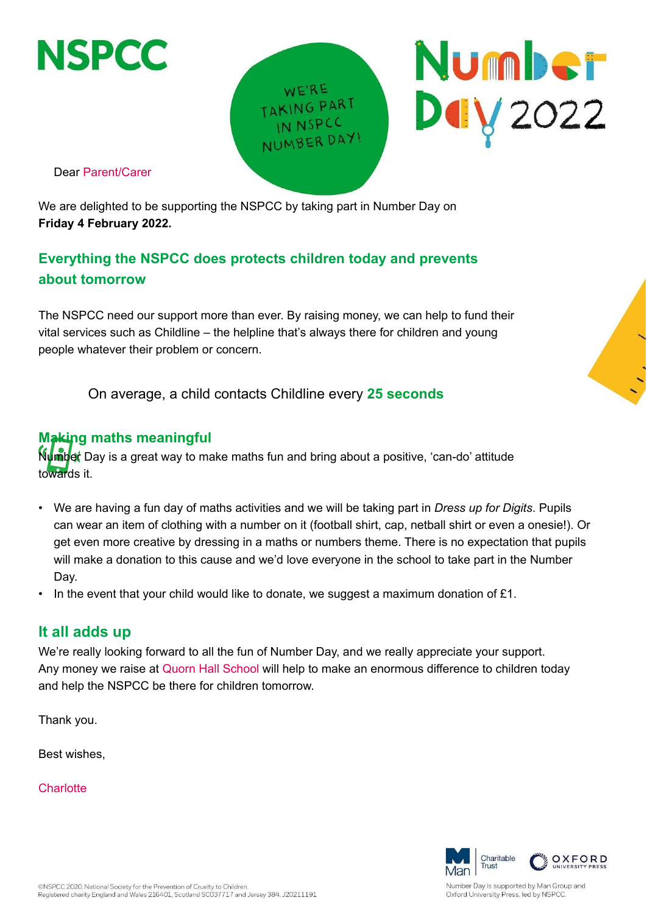NSPCC

WE'RE TAKING PART IN NSPCC NUMBER DAY!

Number Day 2022

Dear Parent/Carer

We are delighted to be supporting the NSPCC by taking part in Number Day on **Friday 4 February 2022.**

## Everything the NSPCC does protects children today and prevents about tomorrow

The NSPCC need our support more than ever. By raising money, we can help to fund their vital services such as Childline – the helpline that's always there for children and young people whatever their problem or concern.

On average, a child contacts Childline every **25 seconds**

## Making maths meaningful

Number Day is a great way to make maths fun and bring about a positive, 'can-do' attitude towards it.

- We are having a fun day of maths activities and we will be taking part in *Dress up for Digits*. Pupils can wear an item of clothing with a number on it (football shirt, cap, netball shirt or even a onesie!). Or get even more creative by dressing in a maths or numbers theme. There is no expectation that pupils will make a donation to this cause and we'd love everyone in the school to take part in the Number Day.
- In the event that your child would like to donate, we suggest a maximum donation of £1.

## It all adds up

We're really looking forward to all the fun of Number Day, and we really appreciate your support. Any money we raise at Quorn Hall School will help to make an enormous difference to children today and help the NSPCC be there for children tomorrow.

Thank you.

Best wishes,

Charlotte

©NSPCC 2020. National Society for the Prevention of Cruelty to Children. Registered charity England and Wales 216401, Scotland SC037717 and Jersey 384. J20211191

Man Charitable Trust | OXFORD UNIVERSITY PRESS

Number Day is supported by Man Group and Oxford University Press, led by NSPCC.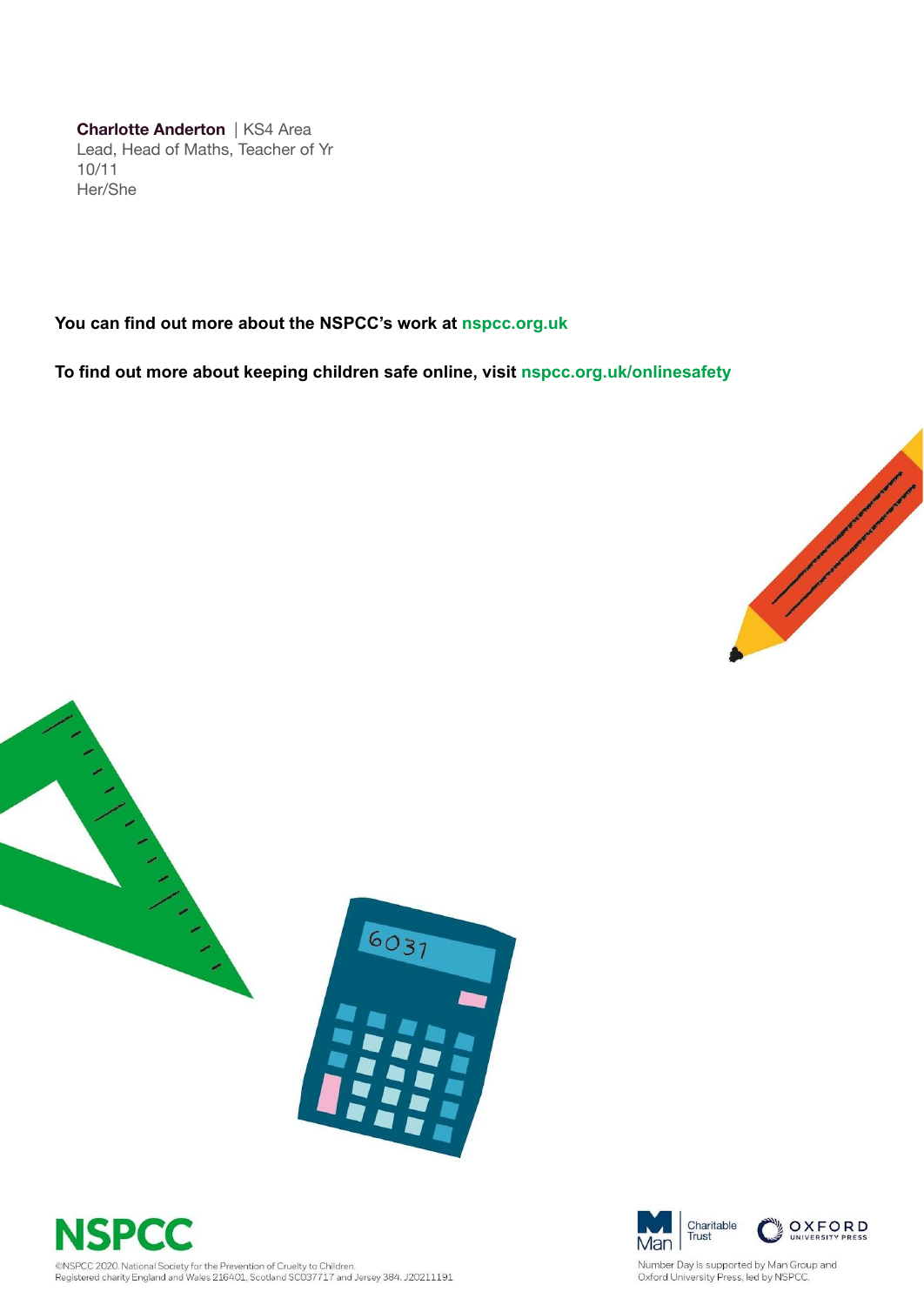**Charlotte Anderton** | KS4 Area Lead, Head of Maths, Teacher of Yr 10/11
Her/She

**You can find out more about the NSPCC's work at nspcc.org.uk**

**To find out more about keeping children safe online, visit nspcc.org.uk/onlinesafety**

NSPCC

©NSPCC 2020. National Society for the Prevention of Cruelty to Children.
Registered charity England and Wales 216401, Scotland SC037717 and Jersey 384. J20211191

Man | Charitable Trust

OXFORD UNIVERSITY PRESS

Number Day is supported by Man Group and Oxford University Press, led by NSPCC.